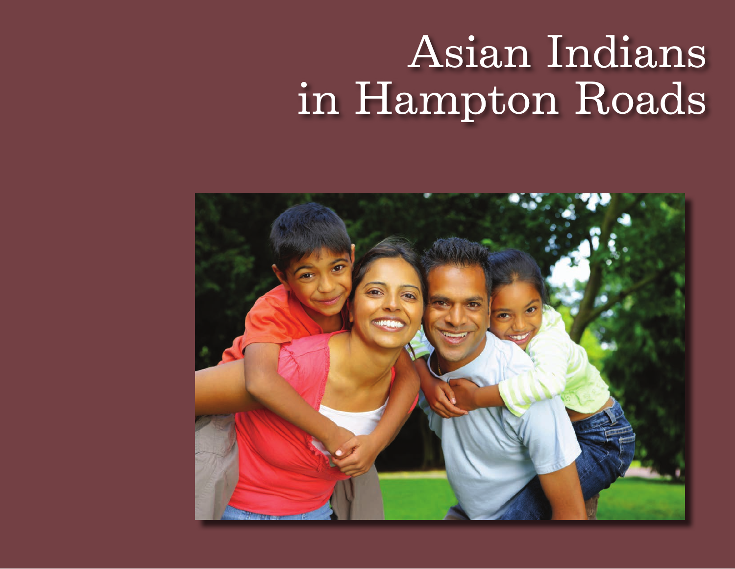# Asian Indians in Hampton Roads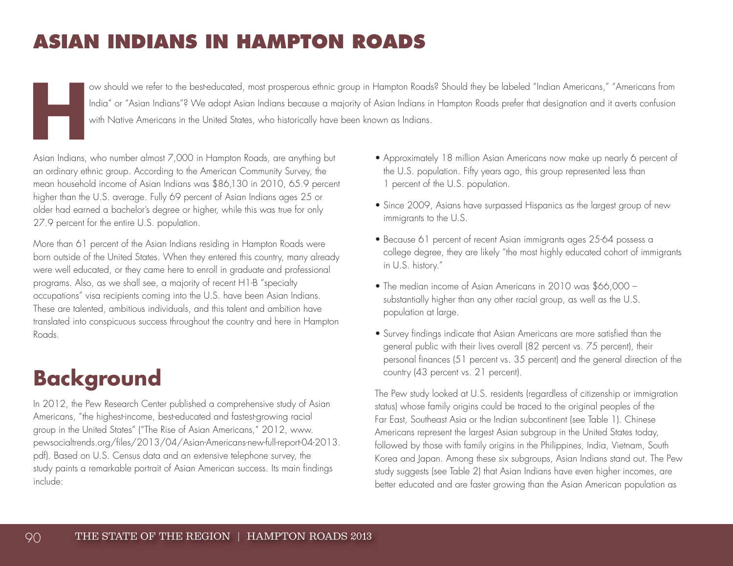# ASIAN INDIANS IN HAMPTON ROADS

How should we refer to the best-educated, most prosperous ethnic group in Hampton Roads? Should they be labeled "Indian Americans," "Americans from India" or "Asian Indians"? We adopt Asian Indians because a majority of Asian Indians in Hampton Roads prefer that designation and it averts confusion with Native Americans in the United States, who historically have been known as Indians.

Asian Indians, who number almost 7,000 in Hampton Roads, are anything but an ordinary ethnic group. According to the American Community Survey, the mean household income of Asian Indians was $86,130 in 2010, 65.9 percent higher than the U.S. average. Fully 69 percent of Asian Indians ages 25 or older had earned a bachelor's degree or higher, while this was true for only 27.9 percent for the entire U.S. population.

More than 61 percent of the Asian Indians residing in Hampton Roads were born outside of the United States. When they entered this country, many already were well educated, or they came here to enroll in graduate and professional programs. Also, as we shall see, a majority of recent H1-B "specialty occupations" visa recipients coming into the U.S. have been Asian Indians. These are talented, ambitious individuals, and this talent and ambition have translated into conspicuous success throughout the country and here in Hampton Roads.

## Background

In 2012, the Pew Research Center published a comprehensive study of Asian Americans, "the highest-income, best-educated and fastest-growing racial group in the United States" ("The Rise of Asian Americans," 2012, www.pewsocialtrends.org/files/2013/04/Asian-Americans-new-full-report-04-2013.pdf). Based on U.S. Census data and an extensive telephone survey, the study paints a remarkable portrait of Asian American success. Its main findings include:

- Approximately 18 million Asian Americans now make up nearly 6 percent of the U.S. population. Fifty years ago, this group represented less than 1 percent of the U.S. population.
- Since 2009, Asians have surpassed Hispanics as the largest group of new immigrants to the U.S.
- Because 61 percent of recent Asian immigrants ages 25-64 possess a college degree, they are likely "the most highly educated cohort of immigrants in U.S. history."
- The median income of Asian Americans in 2010 was $66,000 – substantially higher than any other racial group, as well as the U.S. population at large.
- Survey findings indicate that Asian Americans are more satisfied than the general public with their lives overall (82 percent vs. 75 percent), their personal finances (51 percent vs. 35 percent) and the general direction of the country (43 percent vs. 21 percent).

The Pew study looked at U.S. residents (regardless of citizenship or immigration status) whose family origins could be traced to the original peoples of the Far East, Southeast Asia or the Indian subcontinent (see Table 1). Chinese Americans represent the largest Asian subgroup in the United States today, followed by those with family origins in the Philippines, India, Vietnam, South Korea and Japan. Among these six subgroups, Asian Indians stand out. The Pew study suggests (see Table 2) that Asian Indians have even higher incomes, are better educated and are faster growing than the Asian American population as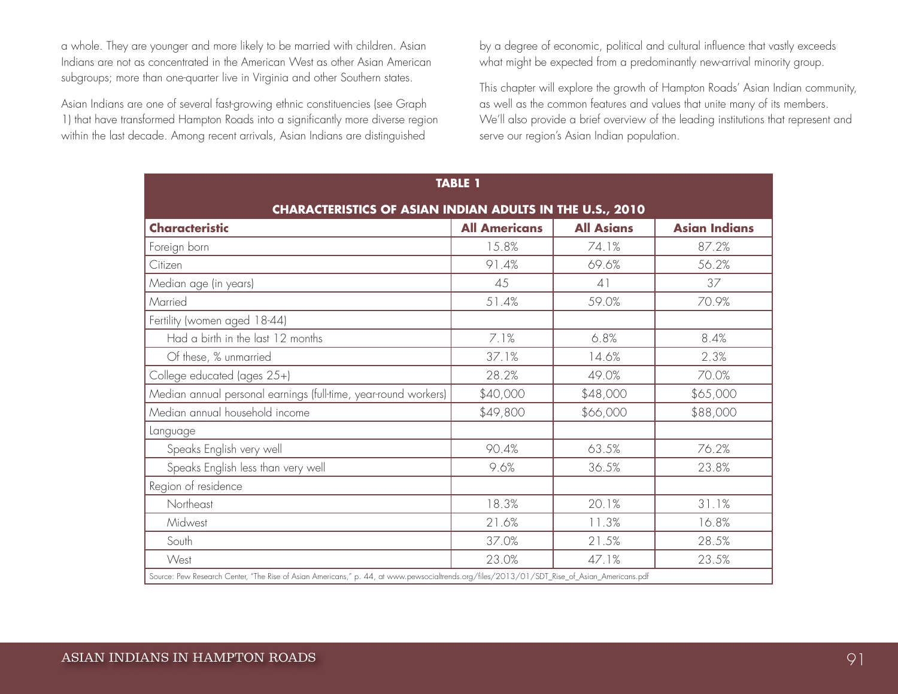a whole. They are younger and more likely to be married with children. Asian Indians are not as concentrated in the American West as other Asian American subgroups; more than one-quarter live in Virginia and other Southern states.

Asian Indians are one of several fast-growing ethnic constituencies (see Graph 1) that have transformed Hampton Roads into a significantly more diverse region within the last decade. Among recent arrivals, Asian Indians are distinguished by a degree of economic, political and cultural influence that vastly exceeds what might be expected from a predominantly new-arrival minority group.

This chapter will explore the growth of Hampton Roads' Asian Indian community, as well as the common features and values that unite many of its members. We'll also provide a brief overview of the leading institutions that represent and serve our region's Asian Indian population.

**TABLE 1**

**CHARACTERISTICS OF ASIAN INDIAN ADULTS IN THE U.S., 2010**

| Characteristic | All Americans | All Asians | Asian Indians |
|---|---|---|---|
| Foreign born | 15.8% | 74.1% | 87.2% |
| Citizen | 91.4% | 69.6% | 56.2% |
| Median age (in years) | 45 | 41 | 37 |
| Married | 51.4% | 59.0% | 70.9% |
| Fertility (women aged 18-44) | | | |
| Had a birth in the last 12 months | 7.1% | 6.8% | 8.4% |
| Of these, % unmarried | 37.1% | 14.6% | 2.3% |
| College educated (ages 25+) | 28.2% | 49.0% | 70.0% |
| Median annual personal earnings (full-time, year-round workers) | $40,000 | $48,000 | $65,000 |
| Median annual household income | $49,800 | $66,000 | $88,000 |
| Language | | | |
| Speaks English very well | 90.4% | 63.5% | 76.2% |
| Speaks English less than very well | 9.6% | 36.5% | 23.8% |
| Region of residence | | | |
| Northeast | 18.3% | 20.1% | 31.1% |
| Midwest | 21.6% | 11.3% | 16.8% |
| South | 37.0% | 21.5% | 28.5% |
| West | 23.0% | 47.1% | 23.5% |

Source: Pew Research Center, "The Rise of Asian Americans," p. 44, at www.pewsocialtrends.org/files/2013/01/SDT_Rise_of_Asian_Americans.pdf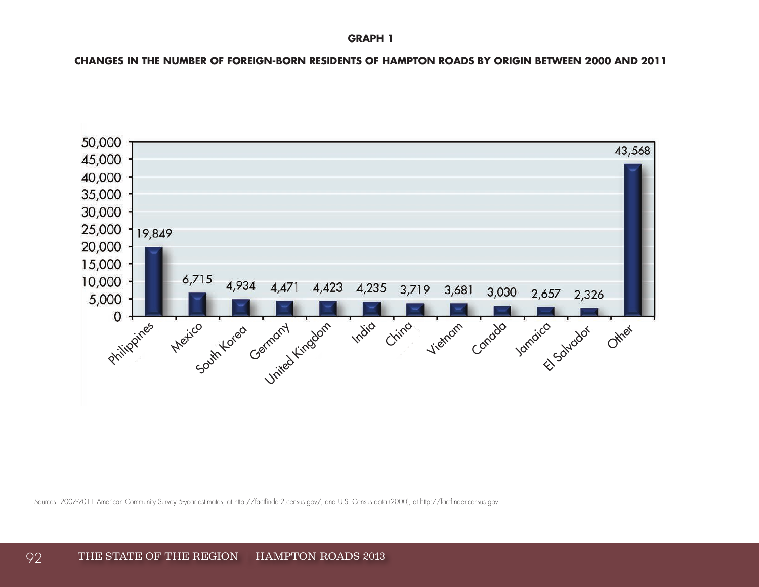**GRAPH 1**

**CHANGES IN THE NUMBER OF FOREIGN-BORN RESIDENTS OF HAMPTON ROADS BY ORIGIN BETWEEN 2000 AND 2011**

| Origin | Change |
| --- | --- |
| Philippines | 19,849 |
| Mexico | 6,715 |
| South Korea | 4,934 |
| Germany | 4,471 |
| United Kingdom | 4,423 |
| India | 4,235 |
| China | 3,719 |
| Vietnam | 3,681 |
| Canada | 3,030 |
| Jamaica | 2,657 |
| El Salvador | 2,326 |
| Other | 43,568 |

Sources: 2007-2011 American Community Survey 5-year estimates, at http://factfinder2.census.gov/, and U.S. Census data (2000), at http://factfinder.census.gov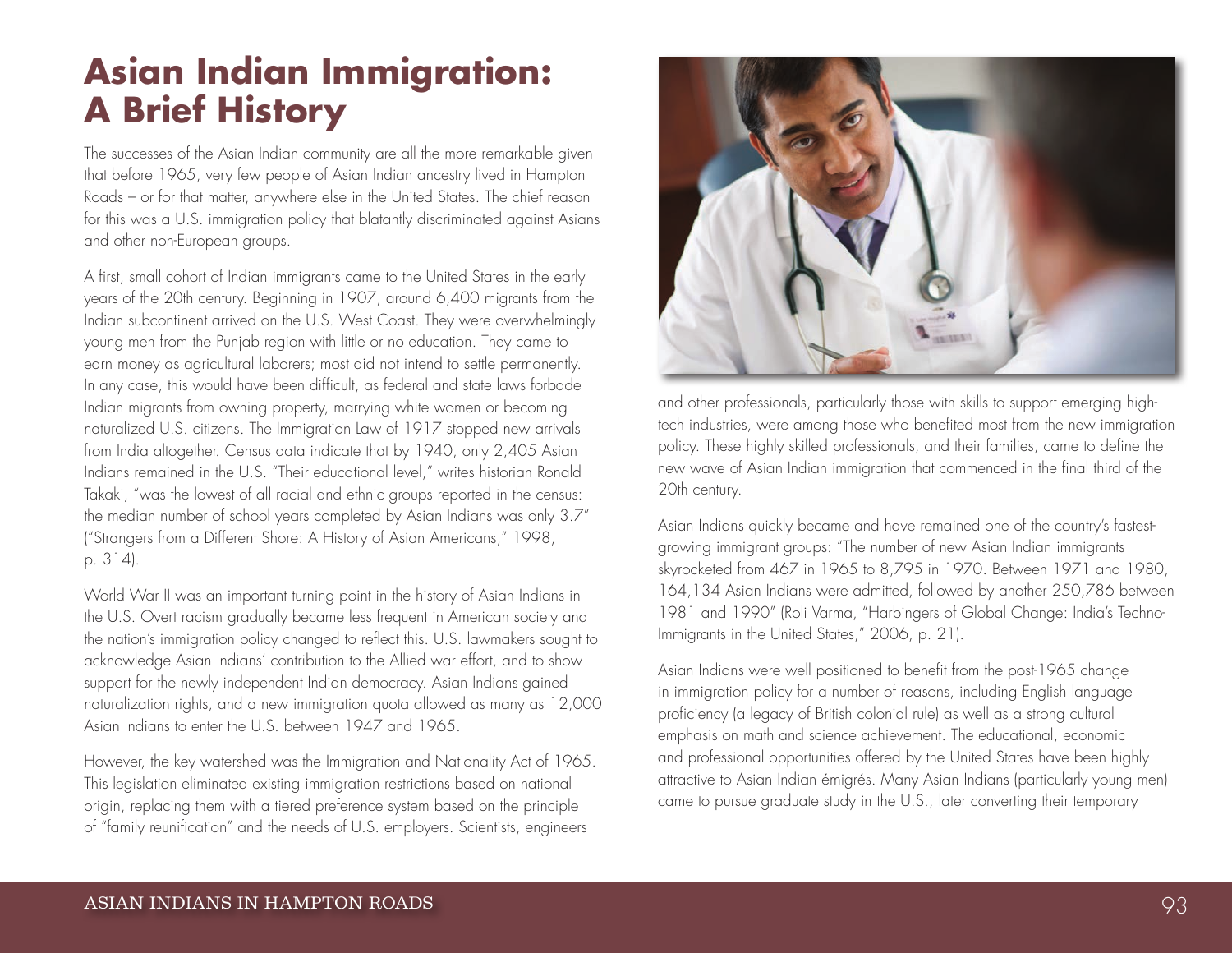# Asian Indian Immigration: A Brief History

The successes of the Asian Indian community are all the more remarkable given that before 1965, very few people of Asian Indian ancestry lived in Hampton Roads – or for that matter, anywhere else in the United States. The chief reason for this was a U.S. immigration policy that blatantly discriminated against Asians and other non-European groups.

A first, small cohort of Indian immigrants came to the United States in the early years of the 20th century. Beginning in 1907, around 6,400 migrants from the Indian subcontinent arrived on the U.S. West Coast. They were overwhelmingly young men from the Punjab region with little or no education. They came to earn money as agricultural laborers; most did not intend to settle permanently. In any case, this would have been difficult, as federal and state laws forbade Indian migrants from owning property, marrying white women or becoming naturalized U.S. citizens. The Immigration Law of 1917 stopped new arrivals from India altogether. Census data indicate that by 1940, only 2,405 Asian Indians remained in the U.S. "Their educational level," writes historian Ronald Takaki, "was the lowest of all racial and ethnic groups reported in the census: the median number of school years completed by Asian Indians was only 3.7" ("Strangers from a Different Shore: A History of Asian Americans," 1998, p. 314).

World War II was an important turning point in the history of Asian Indians in the U.S. Overt racism gradually became less frequent in American society and the nation's immigration policy changed to reflect this. U.S. lawmakers sought to acknowledge Asian Indians' contribution to the Allied war effort, and to show support for the newly independent Indian democracy. Asian Indians gained naturalization rights, and a new immigration quota allowed as many as 12,000 Asian Indians to enter the U.S. between 1947 and 1965.

However, the key watershed was the Immigration and Nationality Act of 1965. This legislation eliminated existing immigration restrictions based on national origin, replacing them with a tiered preference system based on the principle of "family reunification" and the needs of U.S. employers. Scientists, engineers and other professionals, particularly those with skills to support emerging high-tech industries, were among those who benefited most from the new immigration policy. These highly skilled professionals, and their families, came to define the new wave of Asian Indian immigration that commenced in the final third of the 20th century.

Asian Indians quickly became and have remained one of the country's fastest-growing immigrant groups: "The number of new Asian Indian immigrants skyrocketed from 467 in 1965 to 8,795 in 1970. Between 1971 and 1980, 164,134 Asian Indians were admitted, followed by another 250,786 between 1981 and 1990" (Roli Varma, "Harbingers of Global Change: India's Techno-Immigrants in the United States," 2006, p. 21).

Asian Indians were well positioned to benefit from the post-1965 change in immigration policy for a number of reasons, including English language proficiency (a legacy of British colonial rule) as well as a strong cultural emphasis on math and science achievement. The educational, economic and professional opportunities offered by the United States have been highly attractive to Asian Indian émigrés. Many Asian Indians (particularly young men) came to pursue graduate study in the U.S., later converting their temporary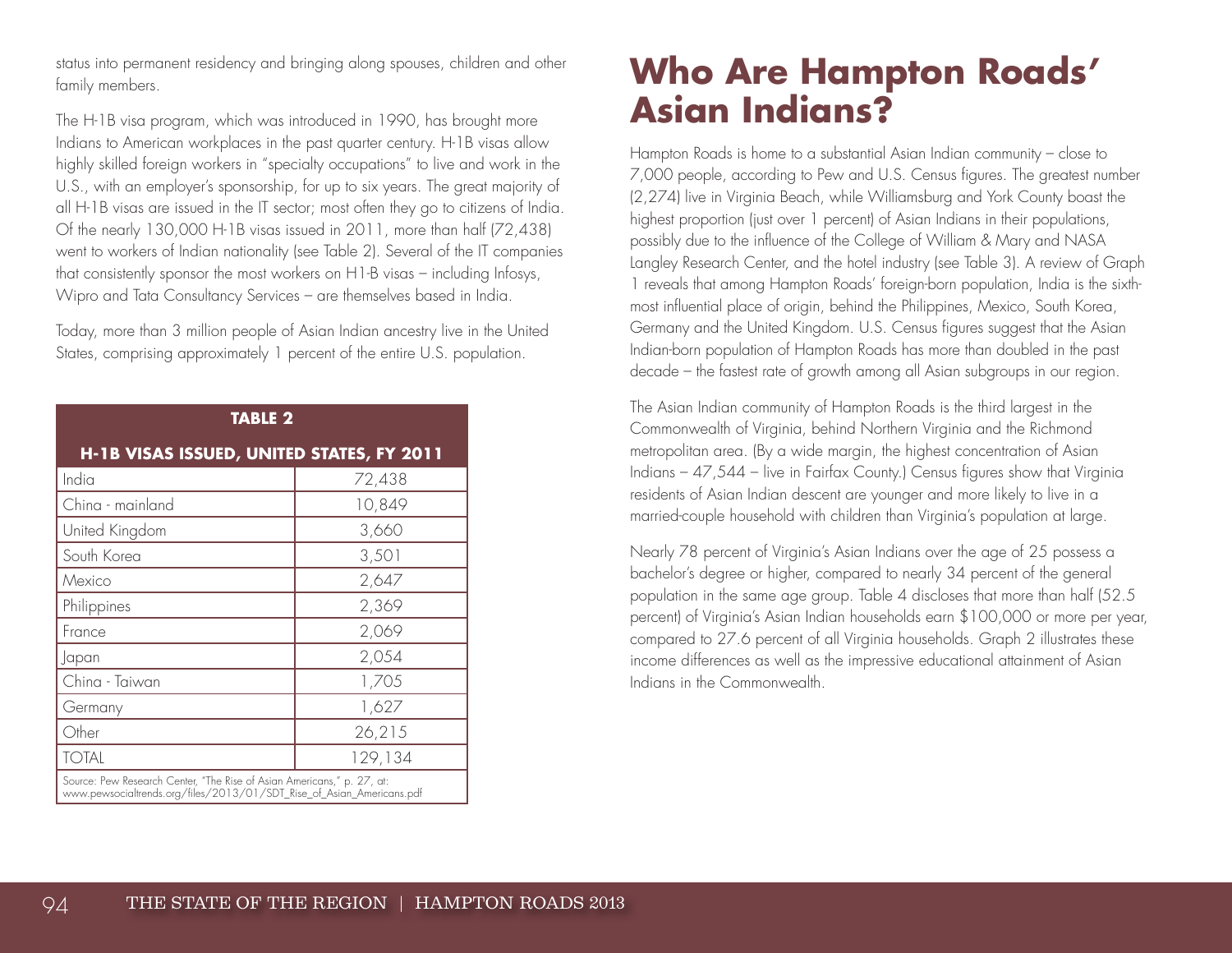status into permanent residency and bringing along spouses, children and other family members.

The H-1B visa program, which was introduced in 1990, has brought more Indians to American workplaces in the past quarter century. H-1B visas allow highly skilled foreign workers in "specialty occupations" to live and work in the U.S., with an employer's sponsorship, for up to six years. The great majority of all H-1B visas are issued in the IT sector; most often they go to citizens of India. Of the nearly 130,000 H-1B visas issued in 2011, more than half (72,438) went to workers of Indian nationality (see Table 2). Several of the IT companies that consistently sponsor the most workers on H1-B visas – including Infosys, Wipro and Tata Consultancy Services – are themselves based in India.

Today, more than 3 million people of Asian Indian ancestry live in the United States, comprising approximately 1 percent of the entire U.S. population.

**TABLE 2**

**H-1B VISAS ISSUED, UNITED STATES, FY 2011**

| Country | Visas |
|---|---|
| India | 72,438 |
| China - mainland | 10,849 |
| United Kingdom | 3,660 |
| South Korea | 3,501 |
| Mexico | 2,647 |
| Philippines | 2,369 |
| France | 2,069 |
| Japan | 2,054 |
| China - Taiwan | 1,705 |
| Germany | 1,627 |
| Other | 26,215 |
| TOTAL | 129,134 |

Source: Pew Research Center, "The Rise of Asian Americans," p. 27, at: www.pewsocialtrends.org/files/2013/01/SDT_Rise_of_Asian_Americans.pdf

# Who Are Hampton Roads' Asian Indians?

Hampton Roads is home to a substantial Asian Indian community – close to 7,000 people, according to Pew and U.S. Census figures. The greatest number (2,274) live in Virginia Beach, while Williamsburg and York County boast the highest proportion (just over 1 percent) of Asian Indians in their populations, possibly due to the influence of the College of William & Mary and NASA Langley Research Center, and the hotel industry (see Table 3). A review of Graph 1 reveals that among Hampton Roads' foreign-born population, India is the sixth-most influential place of origin, behind the Philippines, Mexico, South Korea, Germany and the United Kingdom. U.S. Census figures suggest that the Asian Indian-born population of Hampton Roads has more than doubled in the past decade – the fastest rate of growth among all Asian subgroups in our region.

The Asian Indian community of Hampton Roads is the third largest in the Commonwealth of Virginia, behind Northern Virginia and the Richmond metropolitan area. (By a wide margin, the highest concentration of Asian Indians – 47,544 – live in Fairfax County.) Census figures show that Virginia residents of Asian Indian descent are younger and more likely to live in a married-couple household with children than Virginia's population at large.

Nearly 78 percent of Virginia's Asian Indians over the age of 25 possess a bachelor's degree or higher, compared to nearly 34 percent of the general population in the same age group. Table 4 discloses that more than half (52.5 percent) of Virginia's Asian Indian households earn $100,000 or more per year, compared to 27.6 percent of all Virginia households. Graph 2 illustrates these income differences as well as the impressive educational attainment of Asian Indians in the Commonwealth.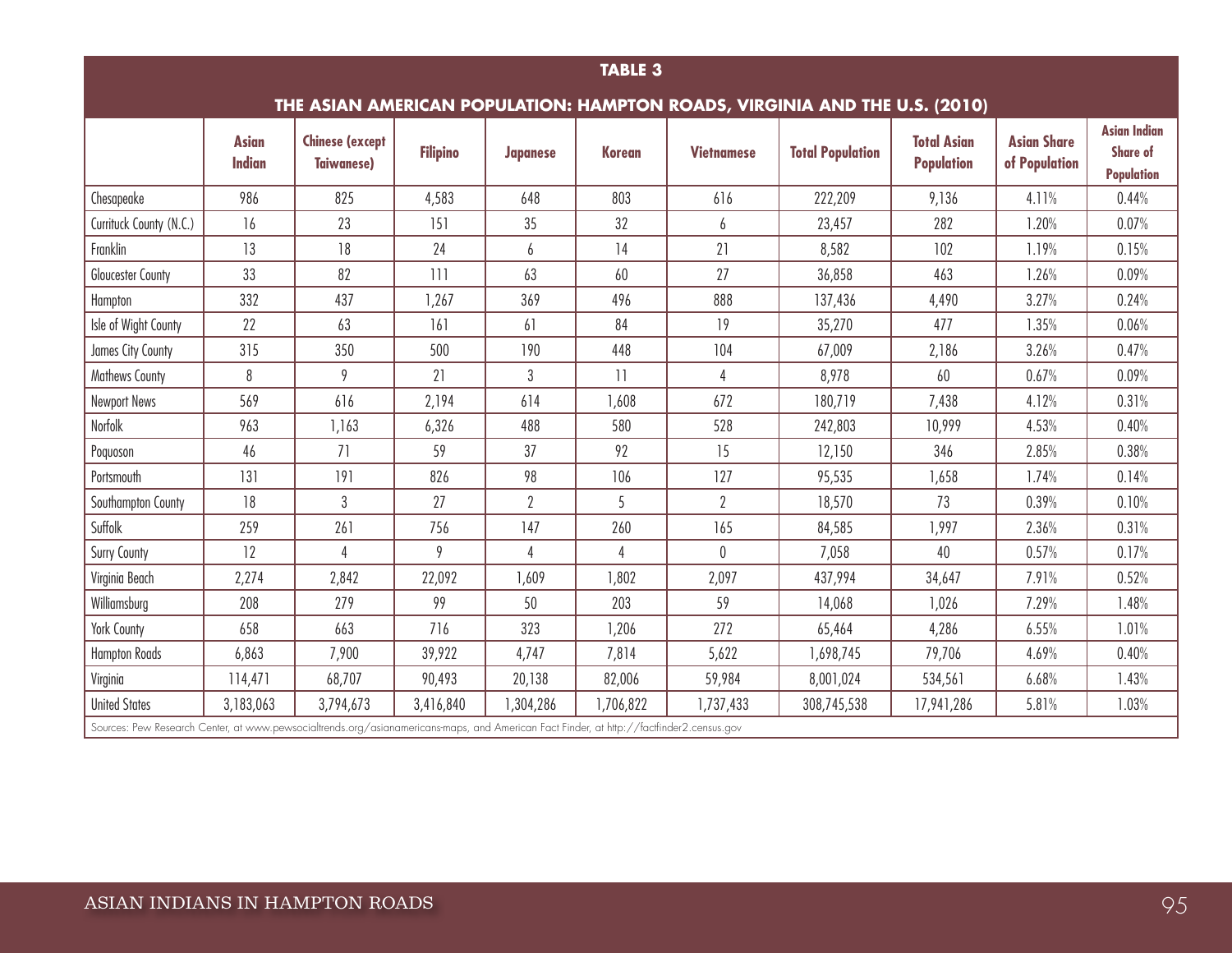**TABLE 3**

**THE ASIAN AMERICAN POPULATION: HAMPTON ROADS, VIRGINIA AND THE U.S. (2010)**

| | Asian Indian | Chinese (except Taiwanese) | Filipino | Japanese | Korean | Vietnamese | Total Population | Total Asian Population | Asian Share of Population | Asian Indian Share of Population |
|---|---|---|---|---|---|---|---|---|---|---|
| Chesapeake | 986 | 825 | 4,583 | 648 | 803 | 616 | 222,209 | 9,136 | 4.11% | 0.44% |
| Currituck County (N.C.) | 16 | 23 | 151 | 35 | 32 | 6 | 23,457 | 282 | 1.20% | 0.07% |
| Franklin | 13 | 18 | 24 | 6 | 14 | 21 | 8,582 | 102 | 1.19% | 0.15% |
| Gloucester County | 33 | 82 | 111 | 63 | 60 | 27 | 36,858 | 463 | 1.26% | 0.09% |
| Hampton | 332 | 437 | 1,267 | 369 | 496 | 888 | 137,436 | 4,490 | 3.27% | 0.24% |
| Isle of Wight County | 22 | 63 | 161 | 61 | 84 | 19 | 35,270 | 477 | 1.35% | 0.06% |
| James City County | 315 | 350 | 500 | 190 | 448 | 104 | 67,009 | 2,186 | 3.26% | 0.47% |
| Mathews County | 8 | 9 | 21 | 3 | 11 | 4 | 8,978 | 60 | 0.67% | 0.09% |
| Newport News | 569 | 616 | 2,194 | 614 | 1,608 | 672 | 180,719 | 7,438 | 4.12% | 0.31% |
| Norfolk | 963 | 1,163 | 6,326 | 488 | 580 | 528 | 242,803 | 10,999 | 4.53% | 0.40% |
| Poquoson | 46 | 71 | 59 | 37 | 92 | 15 | 12,150 | 346 | 2.85% | 0.38% |
| Portsmouth | 131 | 191 | 826 | 98 | 106 | 127 | 95,535 | 1,658 | 1.74% | 0.14% |
| Southampton County | 18 | 3 | 27 | 2 | 5 | 2 | 18,570 | 73 | 0.39% | 0.10% |
| Suffolk | 259 | 261 | 756 | 147 | 260 | 165 | 84,585 | 1,997 | 2.36% | 0.31% |
| Surry County | 12 | 4 | 9 | 4 | 4 | 0 | 7,058 | 40 | 0.57% | 0.17% |
| Virginia Beach | 2,274 | 2,842 | 22,092 | 1,609 | 1,802 | 2,097 | 437,994 | 34,647 | 7.91% | 0.52% |
| Williamsburg | 208 | 279 | 99 | 50 | 203 | 59 | 14,068 | 1,026 | 7.29% | 1.48% |
| York County | 658 | 663 | 716 | 323 | 1,206 | 272 | 65,464 | 4,286 | 6.55% | 1.01% |
| Hampton Roads | 6,863 | 7,900 | 39,922 | 4,747 | 7,814 | 5,622 | 1,698,745 | 79,706 | 4.69% | 0.40% |
| Virginia | 114,471 | 68,707 | 90,493 | 20,138 | 82,006 | 59,984 | 8,001,024 | 534,561 | 6.68% | 1.43% |
| United States | 3,183,063 | 3,794,673 | 3,416,840 | 1,304,286 | 1,706,822 | 1,737,433 | 308,745,538 | 17,941,286 | 5.81% | 1.03% |

Sources: Pew Research Center, at www.pewsocialtrends.org/asianamericans-maps, and American Fact Finder, at http://factfinder2.census.gov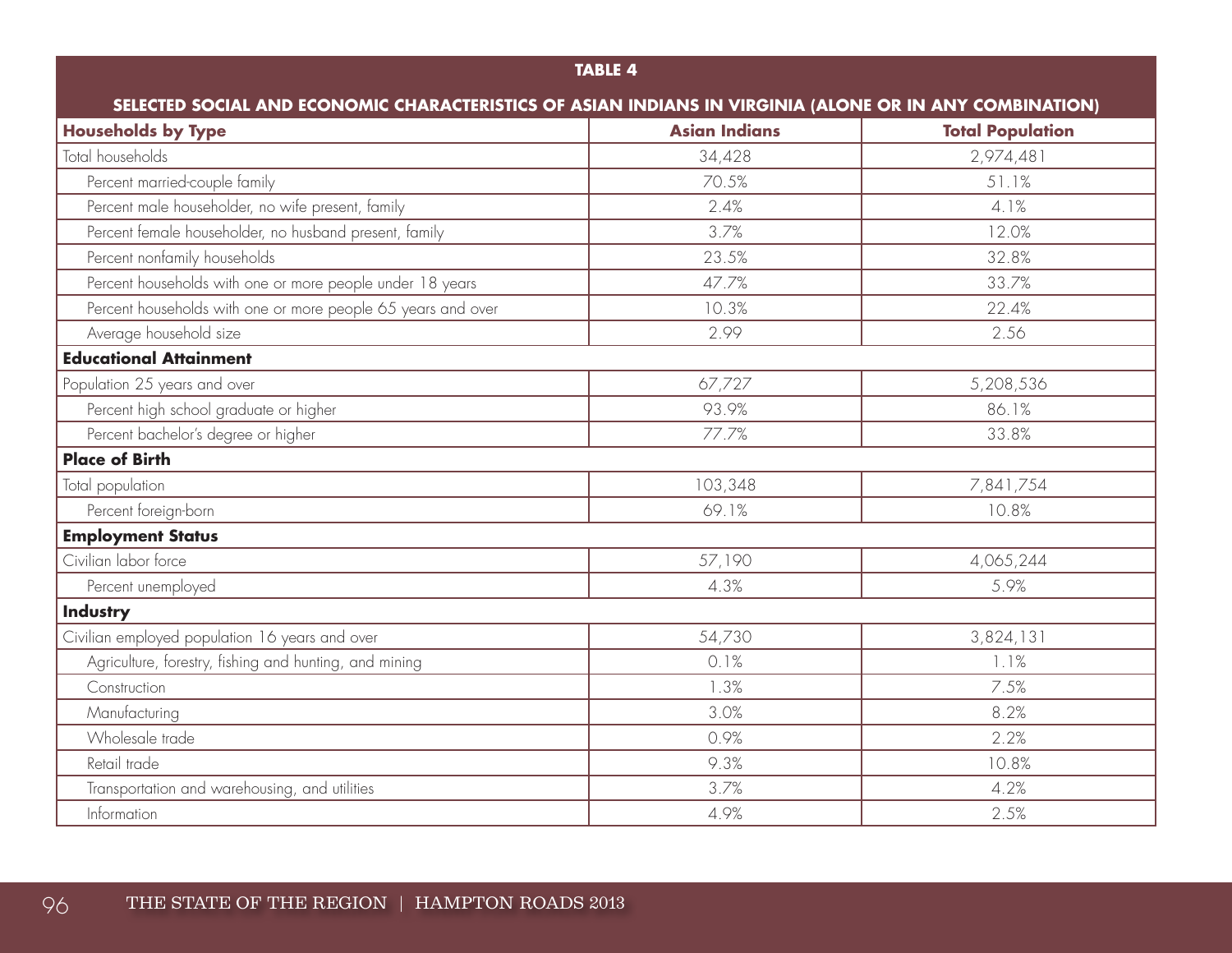**TABLE 4**

**SELECTED SOCIAL AND ECONOMIC CHARACTERISTICS OF ASIAN INDIANS IN VIRGINIA (ALONE OR IN ANY COMBINATION)**

| Households by Type | Asian Indians | Total Population |
|---|---|---|
| Total households | 34,428 | 2,974,481 |
| Percent married-couple family | 70.5% | 51.1% |
| Percent male householder, no wife present, family | 2.4% | 4.1% |
| Percent female householder, no husband present, family | 3.7% | 12.0% |
| Percent nonfamily households | 23.5% | 32.8% |
| Percent households with one or more people under 18 years | 47.7% | 33.7% |
| Percent households with one or more people 65 years and over | 10.3% | 22.4% |
| Average household size | 2.99 | 2.56 |
| **Educational Attainment** | | |
| Population 25 years and over | 67,727 | 5,208,536 |
| Percent high school graduate or higher | 93.9% | 86.1% |
| Percent bachelor's degree or higher | 77.7% | 33.8% |
| **Place of Birth** | | |
| Total population | 103,348 | 7,841,754 |
| Percent foreign-born | 69.1% | 10.8% |
| **Employment Status** | | |
| Civilian labor force | 57,190 | 4,065,244 |
| Percent unemployed | 4.3% | 5.9% |
| **Industry** | | |
| Civilian employed population 16 years and over | 54,730 | 3,824,131 |
| Agriculture, forestry, fishing and hunting, and mining | 0.1% | 1.1% |
| Construction | 1.3% | 7.5% |
| Manufacturing | 3.0% | 8.2% |
| Wholesale trade | 0.9% | 2.2% |
| Retail trade | 9.3% | 10.8% |
| Transportation and warehousing, and utilities | 3.7% | 4.2% |
| Information | 4.9% | 2.5% |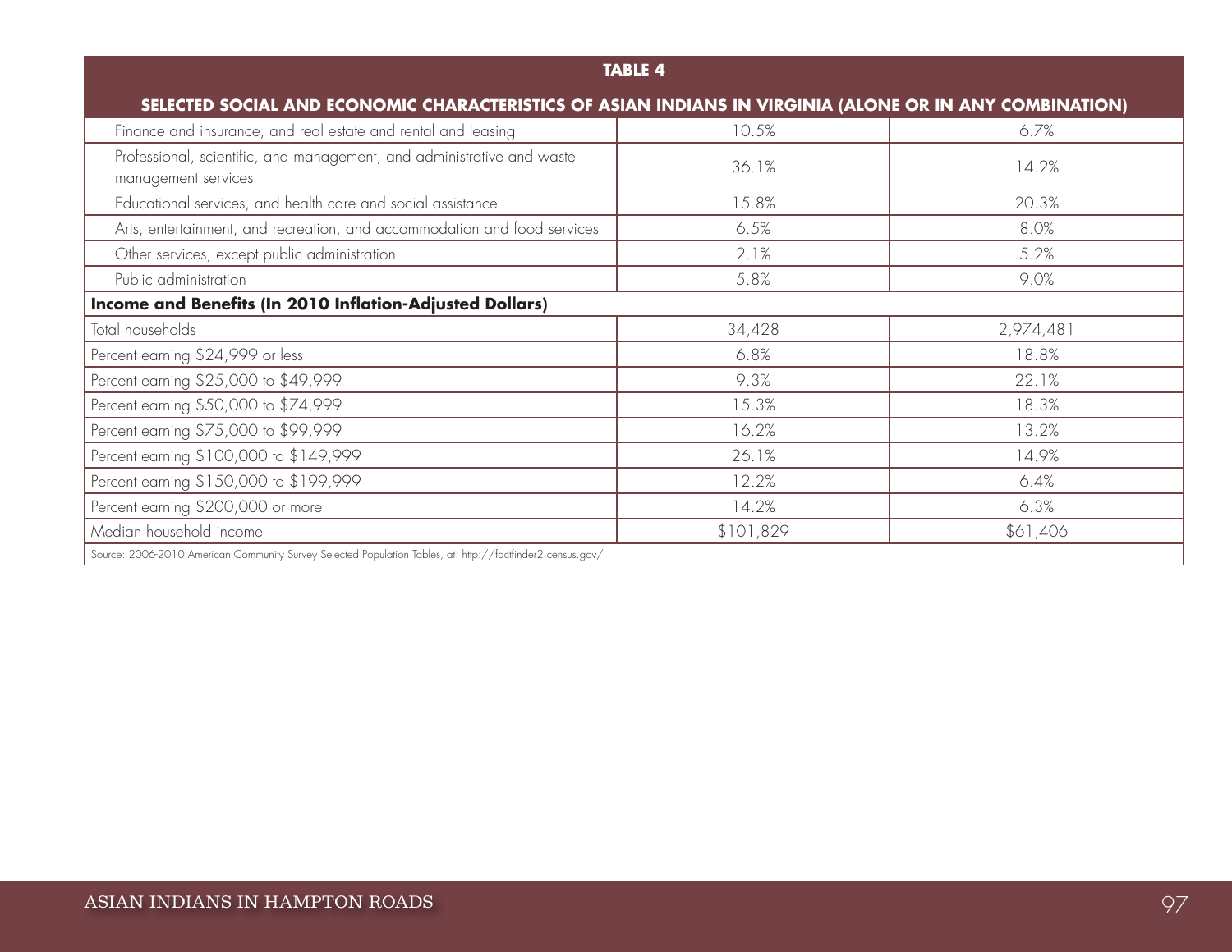| TABLE 4 | | |
|---|---|---|
| SELECTED SOCIAL AND ECONOMIC CHARACTERISTICS OF ASIAN INDIANS IN VIRGINIA (ALONE OR IN ANY COMBINATION) | | |
| Finance and insurance, and real estate and rental and leasing | 10.5% | 6.7% |
| Professional, scientific, and management, and administrative and waste management services | 36.1% | 14.2% |
| Educational services, and health care and social assistance | 15.8% | 20.3% |
| Arts, entertainment, and recreation, and accommodation and food services | 6.5% | 8.0% |
| Other services, except public administration | 2.1% | 5.2% |
| Public administration | 5.8% | 9.0% |
| **Income and Benefits (In 2010 Inflation-Adjusted Dollars)** | | |
| Total households | 34,428 | 2,974,481 |
| Percent earning $24,999 or less | 6.8% | 18.8% |
| Percent earning $25,000 to $49,999 | 9.3% | 22.1% |
| Percent earning $50,000 to $74,999 | 15.3% | 18.3% |
| Percent earning $75,000 to $99,999 | 16.2% | 13.2% |
| Percent earning $100,000 to $149,999 | 26.1% | 14.9% |
| Percent earning $150,000 to $199,999 | 12.2% | 6.4% |
| Percent earning $200,000 or more | 14.2% | 6.3% |
| Median household income | $101,829 | $61,406 |

Source: 2006-2010 American Community Survey Selected Population Tables, at: http://factfinder2.census.gov/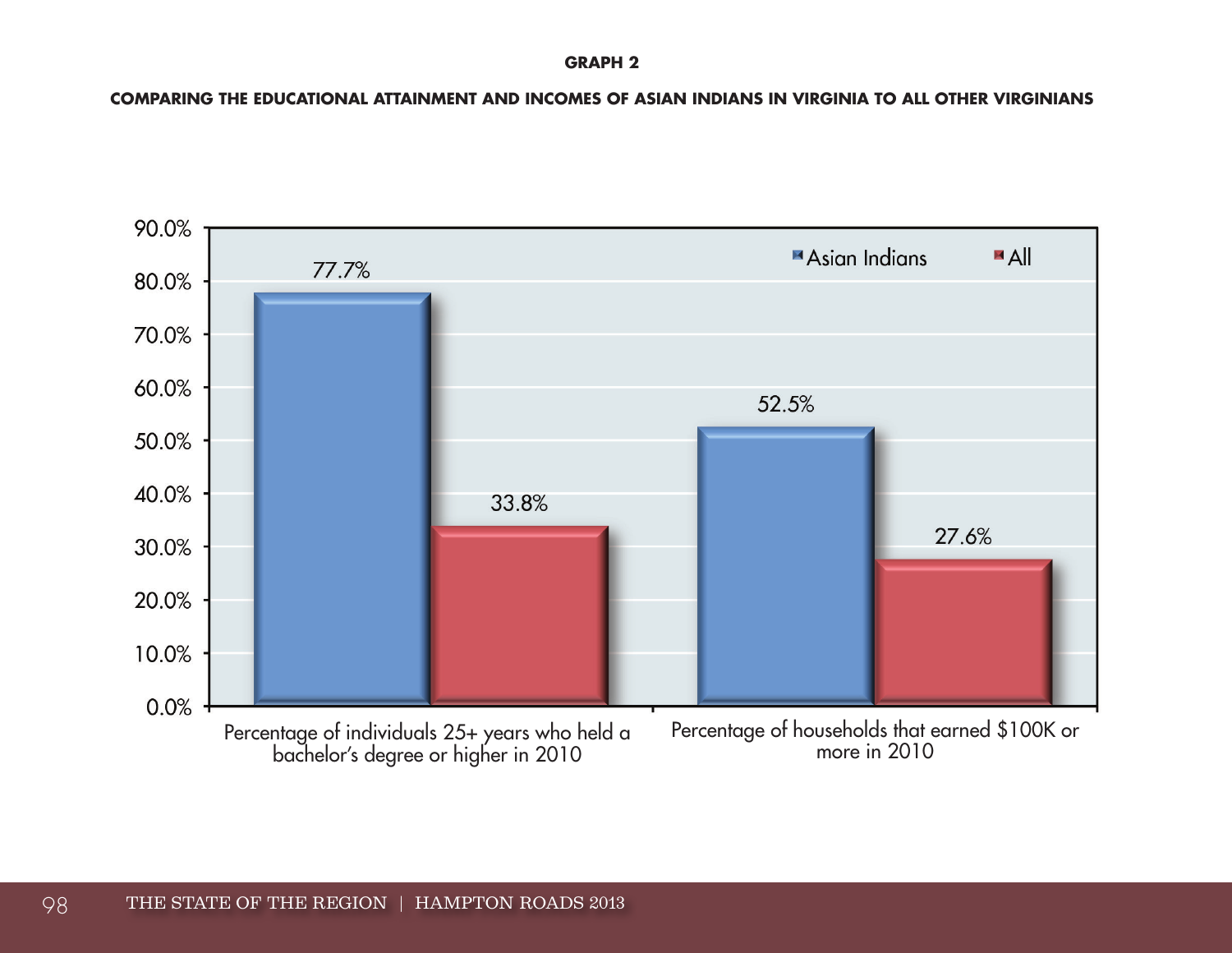**GRAPH 2**

**COMPARING THE EDUCATIONAL ATTAINMENT AND INCOMES OF ASIAN INDIANS IN VIRGINIA TO ALL OTHER VIRGINIANS**

| | Asian Indians | All |
|---|---|---|
| Percentage of individuals 25+ years who held a bachelor's degree or higher in 2010 | 77.7% | 33.8% |
| Percentage of households that earned $100K or more in 2010 | 52.5% | 27.6% |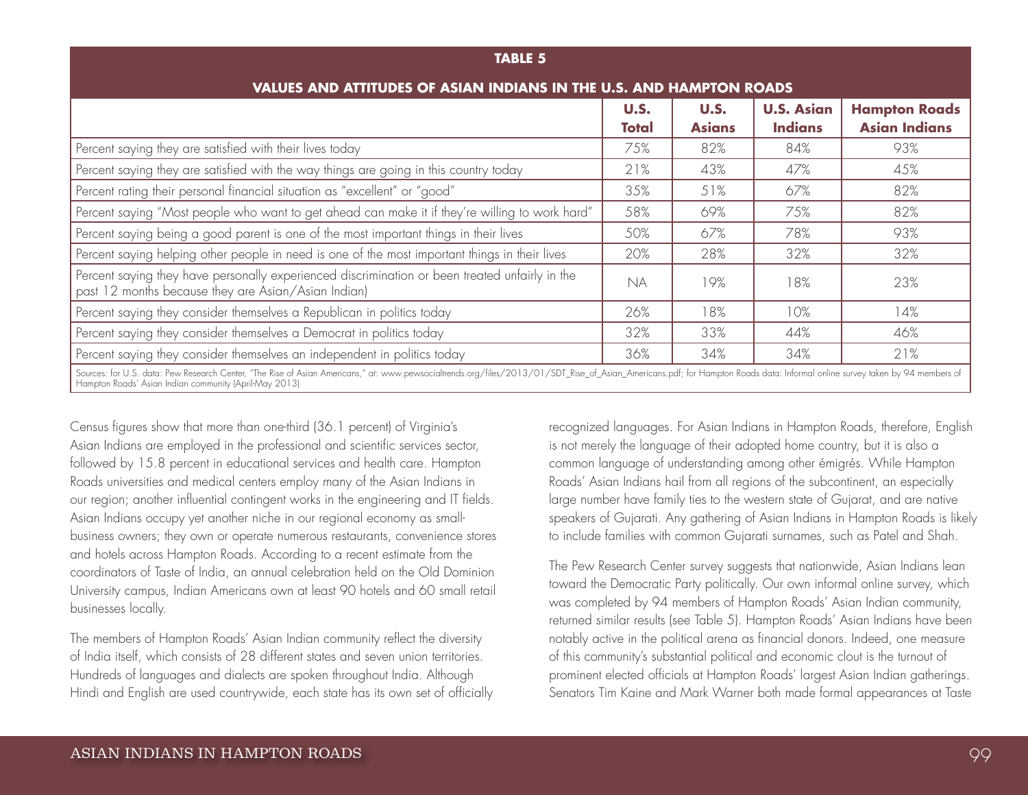**TABLE 5**

**VALUES AND ATTITUDES OF ASIAN INDIANS IN THE U.S. AND HAMPTON ROADS**

| | U.S. Total | U.S. Asians | U.S. Asian Indians | Hampton Roads Asian Indians |
|---|---|---|---|---|
| Percent saying they are satisfied with their lives today | 75% | 82% | 84% | 93% |
| Percent saying they are satisfied with the way things are going in this country today | 21% | 43% | 47% | 45% |
| Percent rating their personal financial situation as "excellent" or "good" | 35% | 51% | 67% | 82% |
| Percent saying "Most people who want to get ahead can make it if they're willing to work hard" | 58% | 69% | 75% | 82% |
| Percent saying being a good parent is one of the most important things in their lives | 50% | 67% | 78% | 93% |
| Percent saying helping other people in need is one of the most important things in their lives | 20% | 28% | 32% | 32% |
| Percent saying they have personally experienced discrimination or been treated unfairly in the past 12 months because they are Asian/Asian Indian) | NA | 19% | 18% | 23% |
| Percent saying they consider themselves a Republican in politics today | 26% | 18% | 10% | 14% |
| Percent saying they consider themselves a Democrat in politics today | 32% | 33% | 44% | 46% |
| Percent saying they consider themselves an independent in politics today | 36% | 34% | 34% | 21% |

Sources: for U.S. data: Pew Research Center, "The Rise of Asian Americans," at: www.pewsocialtrends.org/files/2013/01/SDT_Rise_of_Asian_Americans.pdf; for Hampton Roads data: Informal online survey taken by 94 members of Hampton Roads' Asian Indian community (April-May 2013)

Census figures show that more than one-third (36.1 percent) of Virginia's Asian Indians are employed in the professional and scientific services sector, followed by 15.8 percent in educational services and health care. Hampton Roads universities and medical centers employ many of the Asian Indians in our region; another influential contingent works in the engineering and IT fields. Asian Indians occupy yet another niche in our regional economy as small-business owners; they own or operate numerous restaurants, convenience stores and hotels across Hampton Roads. According to a recent estimate from the coordinators of Taste of India, an annual celebration held on the Old Dominion University campus, Indian Americans own at least 90 hotels and 60 small retail businesses locally.

The members of Hampton Roads' Asian Indian community reflect the diversity of India itself, which consists of 28 different states and seven union territories. Hundreds of languages and dialects are spoken throughout India. Although Hindi and English are used countrywide, each state has its own set of officially recognized languages. For Asian Indians in Hampton Roads, therefore, English is not merely the language of their adopted home country, but it is also a common language of understanding among other émigrés. While Hampton Roads' Asian Indians hail from all regions of the subcontinent, an especially large number have family ties to the western state of Gujarat, and are native speakers of Gujarati. Any gathering of Asian Indians in Hampton Roads is likely to include families with common Gujarati surnames, such as Patel and Shah.

The Pew Research Center survey suggests that nationwide, Asian Indians lean toward the Democratic Party politically. Our own informal online survey, which was completed by 94 members of Hampton Roads' Asian Indian community, returned similar results (see Table 5). Hampton Roads' Asian Indians have been notably active in the political arena as financial donors. Indeed, one measure of this community's substantial political and economic clout is the turnout of prominent elected officials at Hampton Roads' largest Asian Indian gatherings. Senators Tim Kaine and Mark Warner both made formal appearances at Taste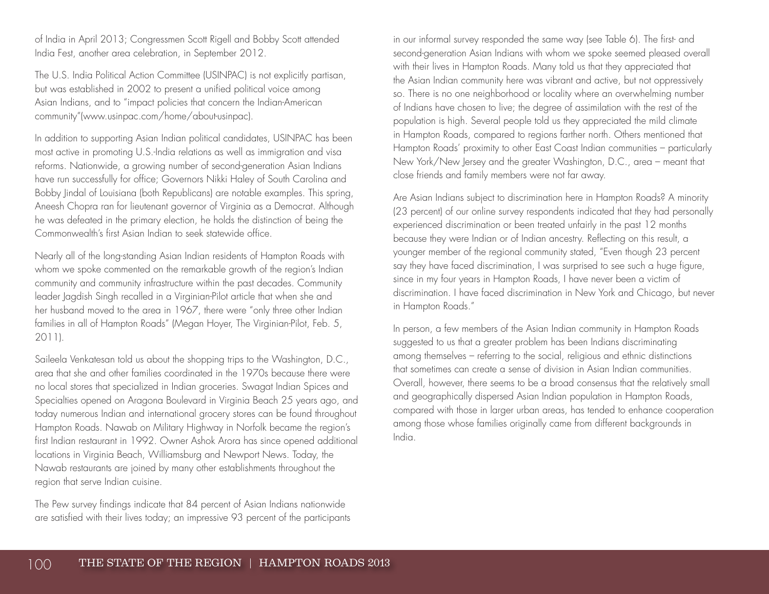of India in April 2013; Congressmen Scott Rigell and Bobby Scott attended India Fest, another area celebration, in September 2012.

The U.S. India Political Action Committee (USINPAC) is not explicitly partisan, but was established in 2002 to present a unified political voice among Asian Indians, and to "impact policies that concern the Indian-American community"(www.usinpac.com/home/about-usinpac).

In addition to supporting Asian Indian political candidates, USINPAC has been most active in promoting U.S.-India relations as well as immigration and visa reforms. Nationwide, a growing number of second-generation Asian Indians have run successfully for office; Governors Nikki Haley of South Carolina and Bobby Jindal of Louisiana (both Republicans) are notable examples. This spring, Aneesh Chopra ran for lieutenant governor of Virginia as a Democrat. Although he was defeated in the primary election, he holds the distinction of being the Commonwealth's first Asian Indian to seek statewide office.

Nearly all of the long-standing Asian Indian residents of Hampton Roads with whom we spoke commented on the remarkable growth of the region's Indian community and community infrastructure within the past decades. Community leader Jagdish Singh recalled in a Virginian-Pilot article that when she and her husband moved to the area in 1967, there were "only three other Indian families in all of Hampton Roads" (Megan Hoyer, The Virginian-Pilot, Feb. 5, 2011).

Saileela Venkatesan told us about the shopping trips to the Washington, D.C., area that she and other families coordinated in the 1970s because there were no local stores that specialized in Indian groceries. Swagat Indian Spices and Specialties opened on Aragona Boulevard in Virginia Beach 25 years ago, and today numerous Indian and international grocery stores can be found throughout Hampton Roads. Nawab on Military Highway in Norfolk became the region's first Indian restaurant in 1992. Owner Ashok Arora has since opened additional locations in Virginia Beach, Williamsburg and Newport News. Today, the Nawab restaurants are joined by many other establishments throughout the region that serve Indian cuisine.

The Pew survey findings indicate that 84 percent of Asian Indians nationwide are satisfied with their lives today; an impressive 93 percent of the participants in our informal survey responded the same way (see Table 6). The first- and second-generation Asian Indians with whom we spoke seemed pleased overall with their lives in Hampton Roads. Many told us that they appreciated that the Asian Indian community here was vibrant and active, but not oppressively so. There is no one neighborhood or locality where an overwhelming number of Indians have chosen to live; the degree of assimilation with the rest of the population is high. Several people told us they appreciated the mild climate in Hampton Roads, compared to regions farther north. Others mentioned that Hampton Roads' proximity to other East Coast Indian communities – particularly New York/New Jersey and the greater Washington, D.C., area – meant that close friends and family members were not far away.

Are Asian Indians subject to discrimination here in Hampton Roads? A minority (23 percent) of our online survey respondents indicated that they had personally experienced discrimination or been treated unfairly in the past 12 months because they were Indian or of Indian ancestry. Reflecting on this result, a younger member of the regional community stated, "Even though 23 percent say they have faced discrimination, I was surprised to see such a huge figure, since in my four years in Hampton Roads, I have never been a victim of discrimination. I have faced discrimination in New York and Chicago, but never in Hampton Roads."

In person, a few members of the Asian Indian community in Hampton Roads suggested to us that a greater problem has been Indians discriminating among themselves – referring to the social, religious and ethnic distinctions that sometimes can create a sense of division in Asian Indian communities. Overall, however, there seems to be a broad consensus that the relatively small and geographically dispersed Asian Indian population in Hampton Roads, compared with those in larger urban areas, has tended to enhance cooperation among those whose families originally came from different backgrounds in India.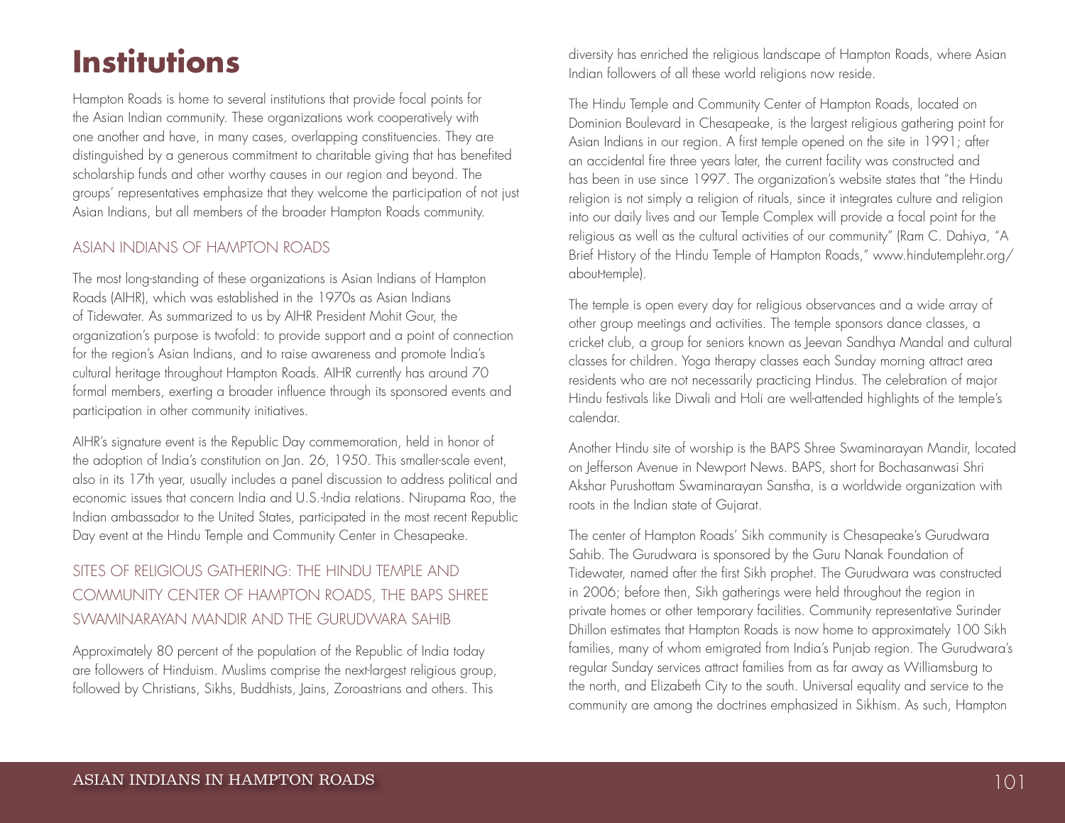# Institutions

Hampton Roads is home to several institutions that provide focal points for the Asian Indian community. These organizations work cooperatively with one another and have, in many cases, overlapping constituencies. They are distinguished by a generous commitment to charitable giving that has benefited scholarship funds and other worthy causes in our region and beyond. The groups' representatives emphasize that they welcome the participation of not just Asian Indians, but all members of the broader Hampton Roads community.

## ASIAN INDIANS OF HAMPTON ROADS

The most long-standing of these organizations is Asian Indians of Hampton Roads (AIHR), which was established in the 1970s as Asian Indians of Tidewater. As summarized to us by AIHR President Mohit Gour, the organization's purpose is twofold: to provide support and a point of connection for the region's Asian Indians, and to raise awareness and promote India's cultural heritage throughout Hampton Roads. AIHR currently has around 70 formal members, exerting a broader influence through its sponsored events and participation in other community initiatives.

AIHR's signature event is the Republic Day commemoration, held in honor of the adoption of India's constitution on Jan. 26, 1950. This smaller-scale event, also in its 17th year, usually includes a panel discussion to address political and economic issues that concern India and U.S.-India relations. Nirupama Rao, the Indian ambassador to the United States, participated in the most recent Republic Day event at the Hindu Temple and Community Center in Chesapeake.

## SITES OF RELIGIOUS GATHERING: THE HINDU TEMPLE AND COMMUNITY CENTER OF HAMPTON ROADS, THE BAPS SHREE SWAMINARAYAN MANDIR AND THE GURUDWARA SAHIB

Approximately 80 percent of the population of the Republic of India today are followers of Hinduism. Muslims comprise the next-largest religious group, followed by Christians, Sikhs, Buddhists, Jains, Zoroastrians and others. This diversity has enriched the religious landscape of Hampton Roads, where Asian Indian followers of all these world religions now reside.

The Hindu Temple and Community Center of Hampton Roads, located on Dominion Boulevard in Chesapeake, is the largest religious gathering point for Asian Indians in our region. A first temple opened on the site in 1991; after an accidental fire three years later, the current facility was constructed and has been in use since 1997. The organization's website states that "the Hindu religion is not simply a religion of rituals, since it integrates culture and religion into our daily lives and our Temple Complex will provide a focal point for the religious as well as the cultural activities of our community" (Ram C. Dahiya, "A Brief History of the Hindu Temple of Hampton Roads," www.hindutemplehr.org/about-temple).

The temple is open every day for religious observances and a wide array of other group meetings and activities. The temple sponsors dance classes, a cricket club, a group for seniors known as Jeevan Sandhya Mandal and cultural classes for children. Yoga therapy classes each Sunday morning attract area residents who are not necessarily practicing Hindus. The celebration of major Hindu festivals like Diwali and Holi are well-attended highlights of the temple's calendar.

Another Hindu site of worship is the BAPS Shree Swaminarayan Mandir, located on Jefferson Avenue in Newport News. BAPS, short for Bochasanwasi Shri Akshar Purushottam Swaminarayan Sanstha, is a worldwide organization with roots in the Indian state of Gujarat.

The center of Hampton Roads' Sikh community is Chesapeake's Gurudwara Sahib. The Gurudwara is sponsored by the Guru Nanak Foundation of Tidewater, named after the first Sikh prophet. The Gurudwara was constructed in 2006; before then, Sikh gatherings were held throughout the region in private homes or other temporary facilities. Community representative Surinder Dhillon estimates that Hampton Roads is now home to approximately 100 Sikh families, many of whom emigrated from India's Punjab region. The Gurudwara's regular Sunday services attract families from as far away as Williamsburg to the north, and Elizabeth City to the south. Universal equality and service to the community are among the doctrines emphasized in Sikhism. As such, Hampton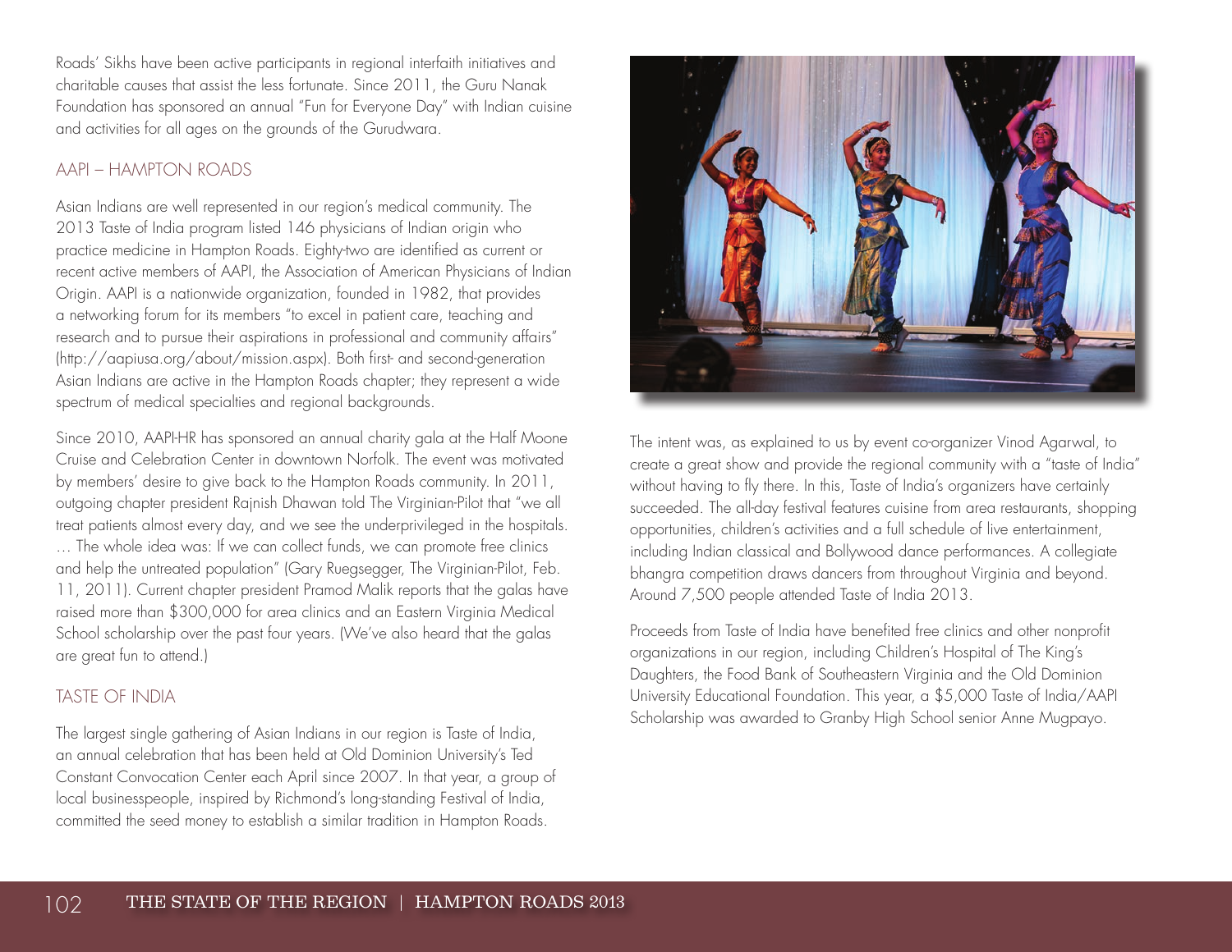Roads' Sikhs have been active participants in regional interfaith initiatives and charitable causes that assist the less fortunate. Since 2011, the Guru Nanak Foundation has sponsored an annual "Fun for Everyone Day" with Indian cuisine and activities for all ages on the grounds of the Gurudwara.

## AAPI – HAMPTON ROADS

Asian Indians are well represented in our region's medical community. The 2013 Taste of India program listed 146 physicians of Indian origin who practice medicine in Hampton Roads. Eighty-two are identified as current or recent active members of AAPI, the Association of American Physicians of Indian Origin. AAPI is a nationwide organization, founded in 1982, that provides a networking forum for its members "to excel in patient care, teaching and research and to pursue their aspirations in professional and community affairs" (http://aapiusa.org/about/mission.aspx). Both first- and second-generation Asian Indians are active in the Hampton Roads chapter; they represent a wide spectrum of medical specialties and regional backgrounds.

Since 2010, AAPI-HR has sponsored an annual charity gala at the Half Moone Cruise and Celebration Center in downtown Norfolk. The event was motivated by members' desire to give back to the Hampton Roads community. In 2011, outgoing chapter president Rajnish Dhawan told The Virginian-Pilot that "we all treat patients almost every day, and we see the underprivileged in the hospitals. … The whole idea was: If we can collect funds, we can promote free clinics and help the untreated population" (Gary Ruegsegger, The Virginian-Pilot, Feb. 11, 2011). Current chapter president Pramod Malik reports that the galas have raised more than $300,000 for area clinics and an Eastern Virginia Medical School scholarship over the past four years. (We've also heard that the galas are great fun to attend.)

## TASTE OF INDIA

The largest single gathering of Asian Indians in our region is Taste of India, an annual celebration that has been held at Old Dominion University's Ted Constant Convocation Center each April since 2007. In that year, a group of local businesspeople, inspired by Richmond's long-standing Festival of India, committed the seed money to establish a similar tradition in Hampton Roads.

The intent was, as explained to us by event co-organizer Vinod Agarwal, to create a great show and provide the regional community with a "taste of India" without having to fly there. In this, Taste of India's organizers have certainly succeeded. The all-day festival features cuisine from area restaurants, shopping opportunities, children's activities and a full schedule of live entertainment, including Indian classical and Bollywood dance performances. A collegiate bhangra competition draws dancers from throughout Virginia and beyond. Around 7,500 people attended Taste of India 2013.

Proceeds from Taste of India have benefited free clinics and other nonprofit organizations in our region, including Children's Hospital of The King's Daughters, the Food Bank of Southeastern Virginia and the Old Dominion University Educational Foundation. This year, a $5,000 Taste of India/AAPI Scholarship was awarded to Granby High School senior Anne Mugpayo.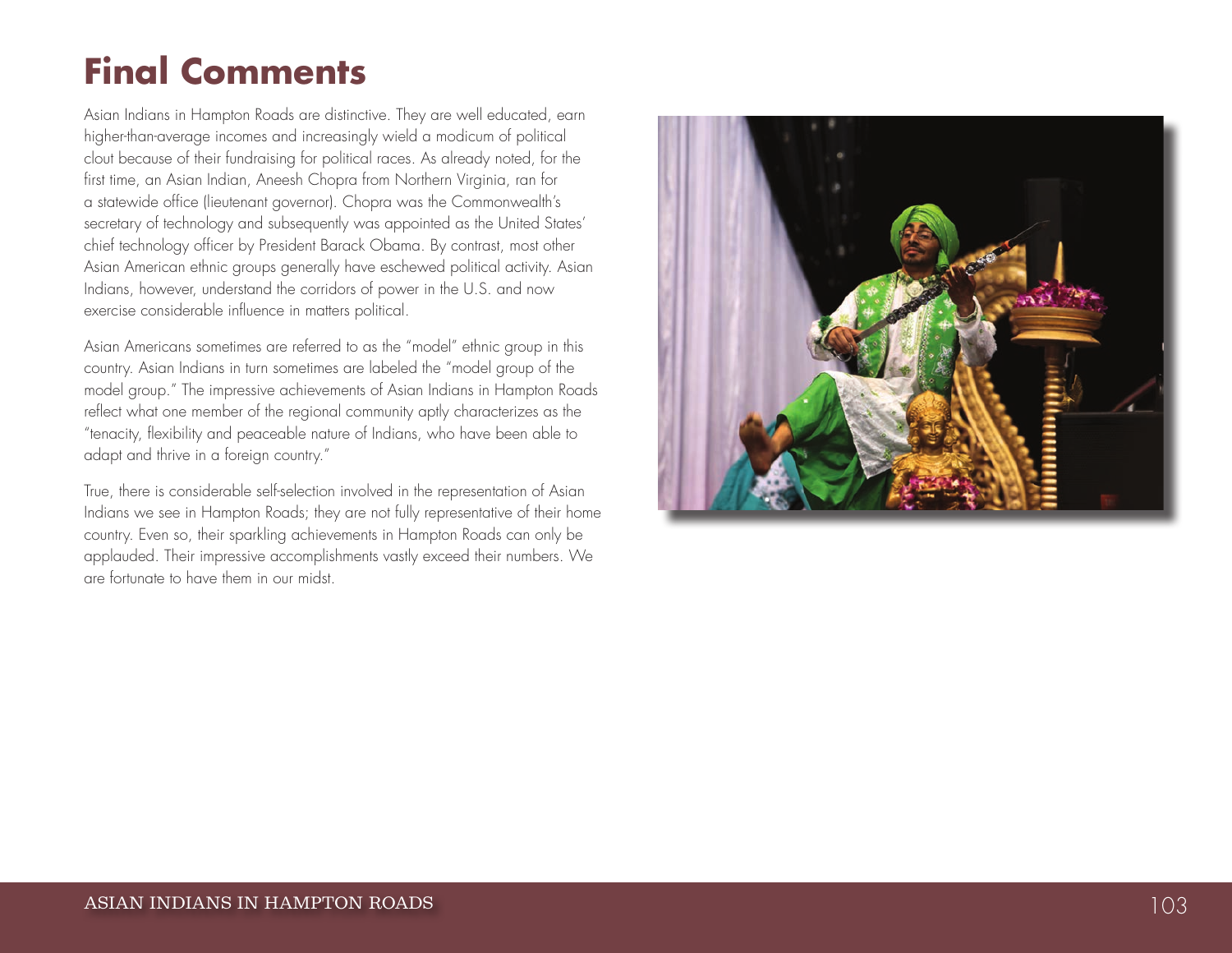# Final Comments

Asian Indians in Hampton Roads are distinctive. They are well educated, earn higher-than-average incomes and increasingly wield a modicum of political clout because of their fundraising for political races. As already noted, for the first time, an Asian Indian, Aneesh Chopra from Northern Virginia, ran for a statewide office (lieutenant governor). Chopra was the Commonwealth's secretary of technology and subsequently was appointed as the United States' chief technology officer by President Barack Obama. By contrast, most other Asian American ethnic groups generally have eschewed political activity. Asian Indians, however, understand the corridors of power in the U.S. and now exercise considerable influence in matters political.

Asian Americans sometimes are referred to as the "model" ethnic group in this country. Asian Indians in turn sometimes are labeled the "model group of the model group." The impressive achievements of Asian Indians in Hampton Roads reflect what one member of the regional community aptly characterizes as the "tenacity, flexibility and peaceable nature of Indians, who have been able to adapt and thrive in a foreign country."

True, there is considerable self-selection involved in the representation of Asian Indians we see in Hampton Roads; they are not fully representative of their home country. Even so, their sparkling achievements in Hampton Roads can only be applauded. Their impressive accomplishments vastly exceed their numbers. We are fortunate to have them in our midst.